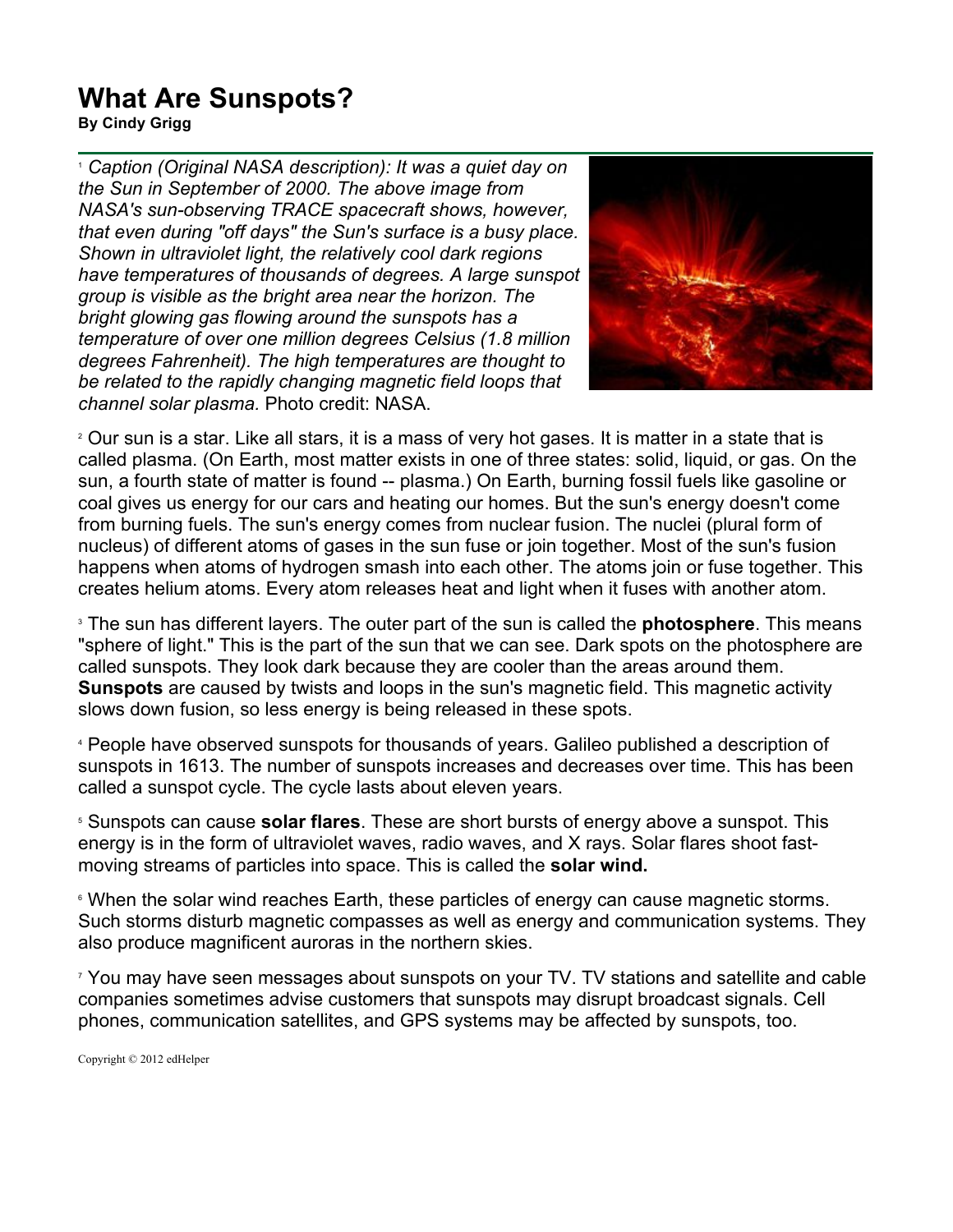# What Are Sunspots?

**By Cindy Grigg**

[1] *Caption (Original NASA description): It was a quiet day on the Sun in September of 2000. The above image from NASA's sun-observing TRACE spacecraft shows, however, that even during "off days" the Sun's surface is a busy place. Shown in ultraviolet light, the relatively cool dark regions have temperatures of thousands of degrees. A large sunspot group is visible as the bright area near the horizon. The bright glowing gas flowing around the sunspots has a temperature of over one million degrees Celsius (1.8 million degrees Fahrenheit). The high temperatures are thought to be related to the rapidly changing magnetic field loops that channel solar plasma.* Photo credit: NASA.

[2] Our sun is a star. Like all stars, it is a mass of very hot gases. It is matter in a state that is called plasma. (On Earth, most matter exists in one of three states: solid, liquid, or gas. On the sun, a fourth state of matter is found -- plasma.) On Earth, burning fossil fuels like gasoline or coal gives us energy for our cars and heating our homes. But the sun's energy doesn't come from burning fuels. The sun's energy comes from nuclear fusion. The nuclei (plural form of nucleus) of different atoms of gases in the sun fuse or join together. Most of the sun's fusion happens when atoms of hydrogen smash into each other. The atoms join or fuse together. This creates helium atoms. Every atom releases heat and light when it fuses with another atom.

[3] The sun has different layers. The outer part of the sun is called the **photosphere**. This means "sphere of light." This is the part of the sun that we can see. Dark spots on the photosphere are called sunspots. They look dark because they are cooler than the areas around them. **Sunspots** are caused by twists and loops in the sun's magnetic field. This magnetic activity slows down fusion, so less energy is being released in these spots.

[4] People have observed sunspots for thousands of years. Galileo published a description of sunspots in 1613. The number of sunspots increases and decreases over time. This has been called a sunspot cycle. The cycle lasts about eleven years.

[5] Sunspots can cause **solar flares**. These are short bursts of energy above a sunspot. This energy is in the form of ultraviolet waves, radio waves, and X rays. Solar flares shoot fast-moving streams of particles into space. This is called the **solar wind.**

[6] When the solar wind reaches Earth, these particles of energy can cause magnetic storms. Such storms disturb magnetic compasses as well as energy and communication systems. They also produce magnificent auroras in the northern skies.

[7] You may have seen messages about sunspots on your TV. TV stations and satellite and cable companies sometimes advise customers that sunspots may disrupt broadcast signals. Cell phones, communication satellites, and GPS systems may be affected by sunspots, too.

Copyright © 2012 edHelper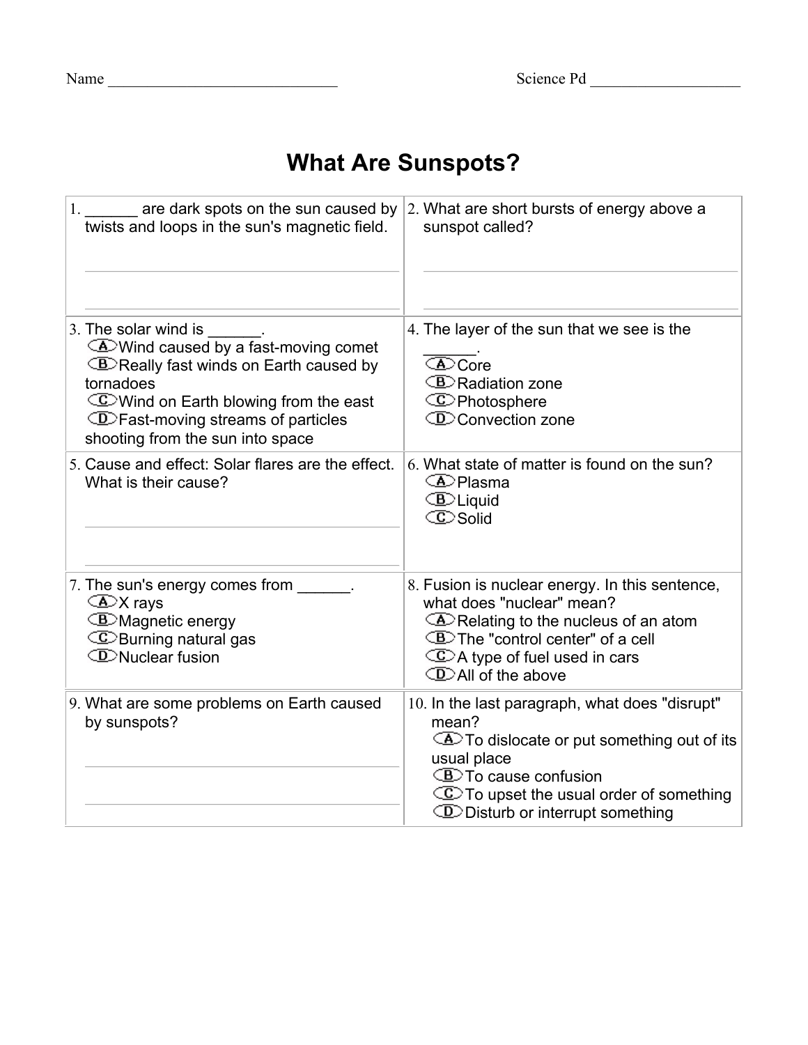Name ______________________________ Science Pd ____________________

# What Are Sunspots?

| | |
|---|---|
| 1. ______ are dark spots on the sun caused by twists and loops in the sun's magnetic field.<br><br>______________________________<br><br>______________________________ | 2. What are short bursts of energy above a sunspot called?<br><br>______________________________<br><br>______________________________ |
| 3. The solar wind is ______.<br>(A) Wind caused by a fast-moving comet<br>(B) Really fast winds on Earth caused by tornadoes<br>(C) Wind on Earth blowing from the east<br>(D) Fast-moving streams of particles shooting from the sun into space | 4. The layer of the sun that we see is the ______.<br>(A) Core<br>(B) Radiation zone<br>(C) Photosphere<br>(D) Convection zone |
| 5. Cause and effect: Solar flares are the effect. What is their cause?<br><br>______________________________<br><br>______________________________ | 6. What state of matter is found on the sun?<br>(A) Plasma<br>(B) Liquid<br>(C) Solid |
| 7. The sun's energy comes from ______.<br>(A) X rays<br>(B) Magnetic energy<br>(C) Burning natural gas<br>(D) Nuclear fusion | 8. Fusion is nuclear energy. In this sentence, what does "nuclear" mean?<br>(A) Relating to the nucleus of an atom<br>(B) The "control center" of a cell<br>(C) A type of fuel used in cars<br>(D) All of the above |
| 9. What are some problems on Earth caused by sunspots?<br><br>______________________________<br><br>______________________________ | 10. In the last paragraph, what does "disrupt" mean?<br>(A) To dislocate or put something out of its usual place<br>(B) To cause confusion<br>(C) To upset the usual order of something<br>(D) Disturb or interrupt something |